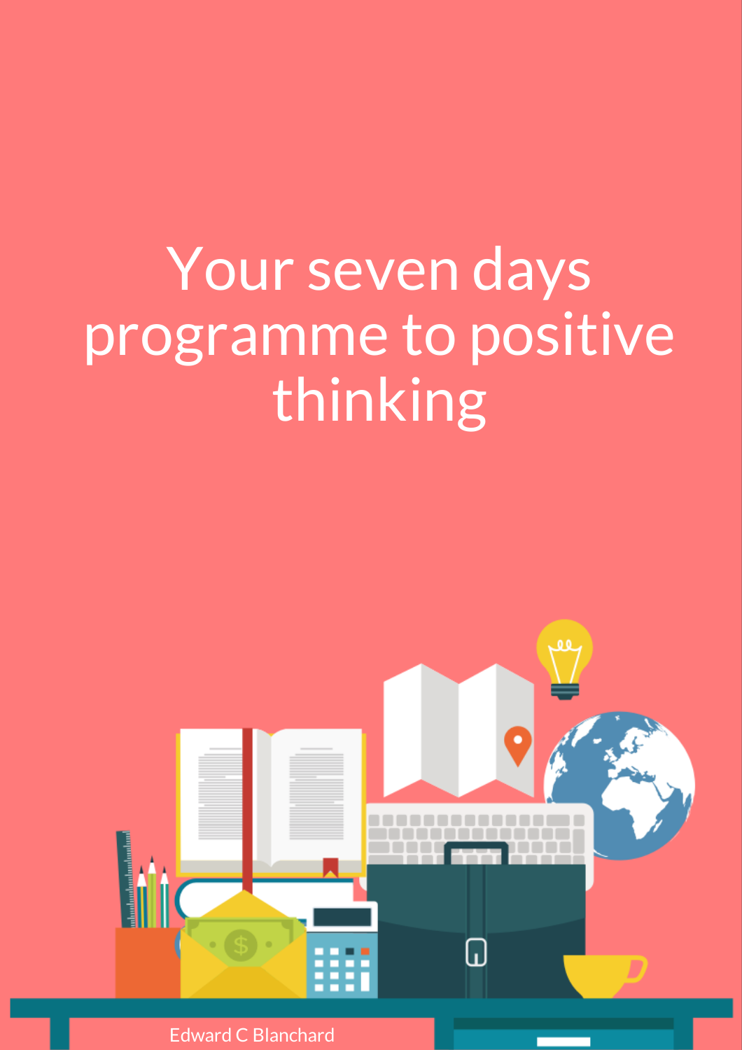# Your seven days programme to positive thinking

Edward C Blanchard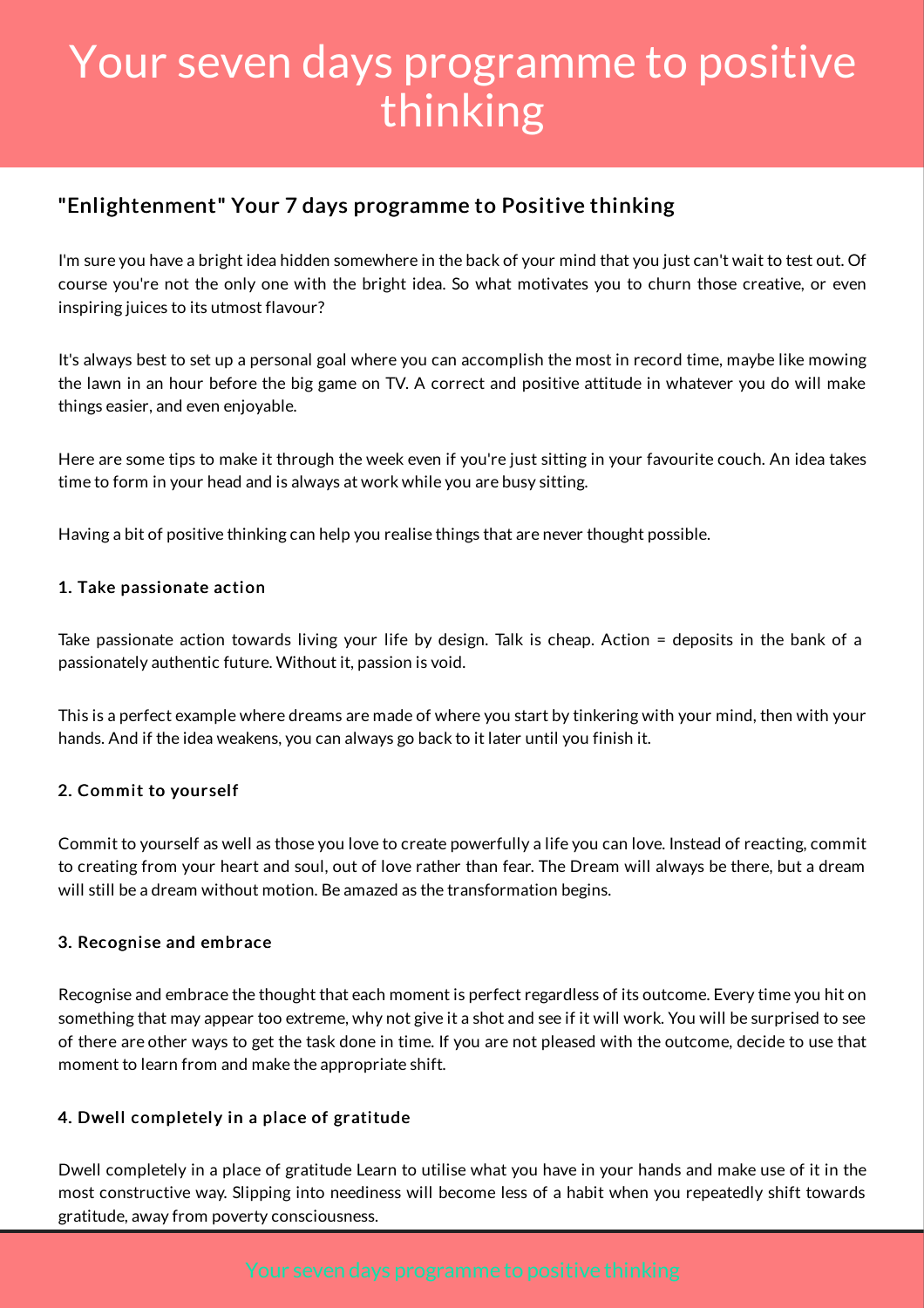# Your seven days programme to positive thinking

## "Enlightenment" Your 7 days programme to Positive thinking

I'm sure you have a bright idea hidden somewhere in the back of your mind that you just can't wait to test out. Of course you're not the only one with the bright idea. So what motivates you to churn those creative, or even inspiring juices to its utmost flavour?

It's always best to set up a personal goal where you can accomplish the most in record time, maybe like mowing the lawn in an hour before the big game on TV. A correct and positive attitude in whatever you do will make things easier, and even enjoyable.

Here are some tips to make it through the week even if you're just sitting in your favourite couch. An idea takes time to form in your head and is always at work while you are busy sitting.

Having a bit of positive thinking can help you realise things that are never thought possible.

#### 1. Take passionate action

Take passionate action towards living your life by design. Talk is cheap. Action = deposits in the bank of a passionately authentic future. Without it, passion is void.

This is a perfect example where dreams are made of where you start by tinkering with your mind, then with your hands. And if the idea weakens, you can always go back to it later until you finish it.

#### 2. Commit to yourself

Commit to yourself as well as those you love to create powerfully a life you can love. Instead of reacting, commit to creating from your heart and soul, out of love rather than fear. The Dream will always be there, but a dream will still be a dream without motion. Be amazed as the transformation begins.

#### 3. Recognise and embrace

Recognise and embrace the thought that each moment is perfect regardless of its outcome. Every time you hit on something that may appear too extreme, why not give it a shot and see if it will work. You will be surprised to see of there are other ways to get the task done in time. If you are not pleased with the outcome, decide to use that moment to learn from and make the appropriate shift.

#### 4. Dwell completely in a place of gratitude

Dwell completely in a place of gratitude Learn to utilise what you have in your hands and make use of it in the most constructive way. Slipping into neediness will become less of a habit when you repeatedly shift towards gratitude, away from poverty consciousness.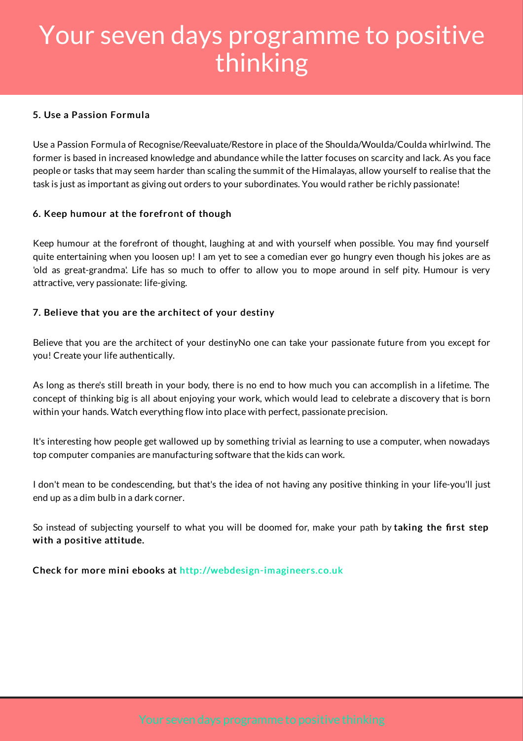**5. Use a Passion Formula**

Use a Passion Formula of Recognise/Reevaluate/Restore in place of the Shoulda/Woulda/Coulda whirlwind. The former is based in increased knowledge and abundance while the latter focuses on scarcity and lack. As you face people or tasks that may seem harder than scaling the summit of the Himalayas, allow yourself to realise that the task is just as important as giving out orders to your subordinates. You would rather be richly passionate!

**6. Keep humour at the forefront of though**

Keep humour at the forefront of thought, laughing at and with yourself when possible. You may find yourself quite entertaining when you loosen up! I am yet to see a comedian ever go hungry even though his jokes are as 'old as great-grandma'. Life has so much to offer to allow you to mope around in self pity. Humour is very attractive, very passionate: life-giving.

**7. Believe that you are the architect of your destiny**

Believe that you are the architect of your destinyNo one can take your passionate future from you except for you! Create your life authentically.

As long as there's still breath in your body, there is no end to how much you can accomplish in a lifetime. The concept of thinking big is all about enjoying your work, which would lead to celebrate a discovery that is born within your hands. Watch everything flow into place with perfect, passionate precision.

It's interesting how people get wallowed up by something trivial as learning to use a computer, when nowadays top computer companies are manufacturing software that the kids can work.

I don't mean to be condescending, but that's the idea of not having any positive thinking in your life-you'll just end up as a dim bulb in a dark corner.

So instead of subjecting yourself to what you will be doomed for, make your path by **taking the first step with a positive attitude.**

**Check for more mini ebooks at http://webdesign-imagineers.co.uk**